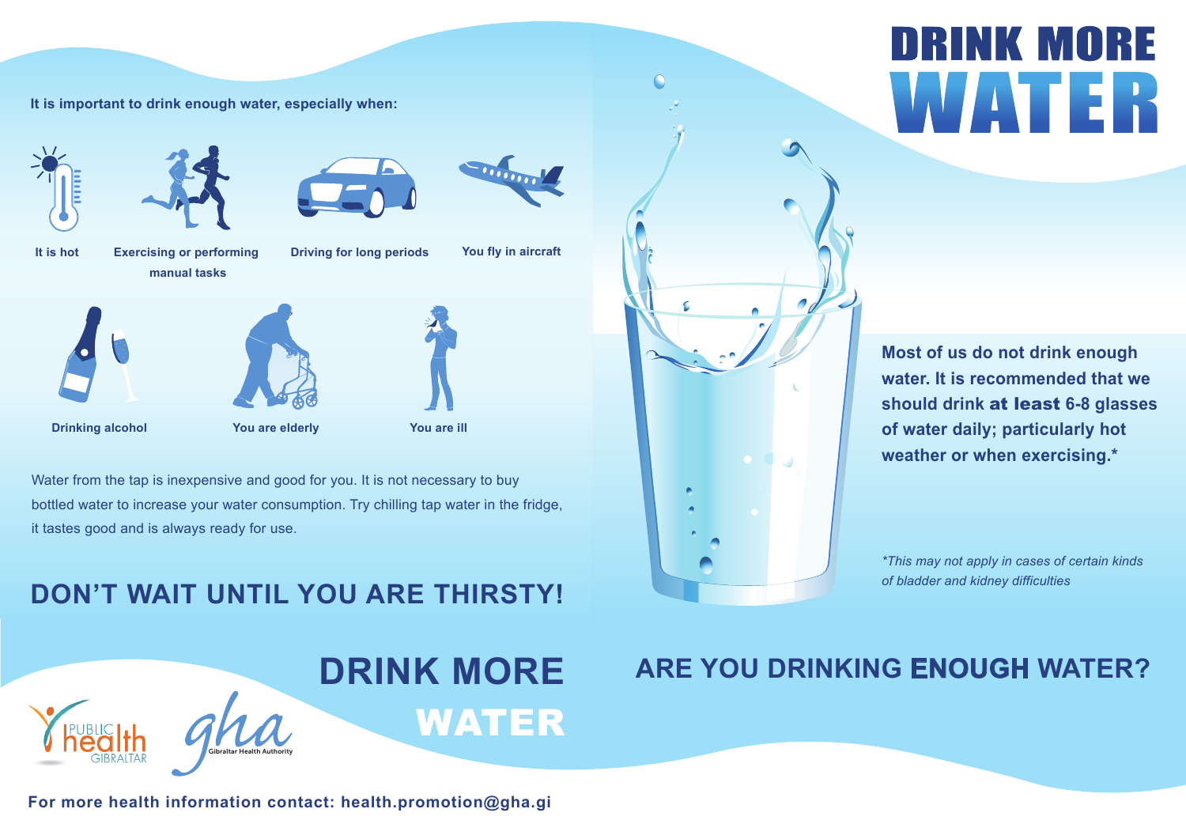# DRINK MORE WATER

**It is important to drink enough water, especially when:**

- It is hot
- Exercising or performing manual tasks
- Driving for long periods
- You fly in aircraft
- Drinking alcohol
- You are elderly
- You are ill

Water from the tap is inexpensive and good for you. It is not necessary to buy bottled water to increase your water consumption. Try chilling tap water in the fridge, it tastes good and is always ready for use.

## DON'T WAIT UNTIL YOU ARE THIRSTY!

**Most of us do not drink enough water. It is recommended that we should drink at least 6-8 glasses of water daily; particularly hot weather or when exercising.***

*\*This may not apply in cases of certain kinds of bladder and kidney difficulties*

## DRINK MORE WATER

## ARE YOU DRINKING ENOUGH WATER?

PUBLIC health GIBRALTAR

gha Gibraltar Health Authority

**For more health information contact: health.promotion@gha.gi**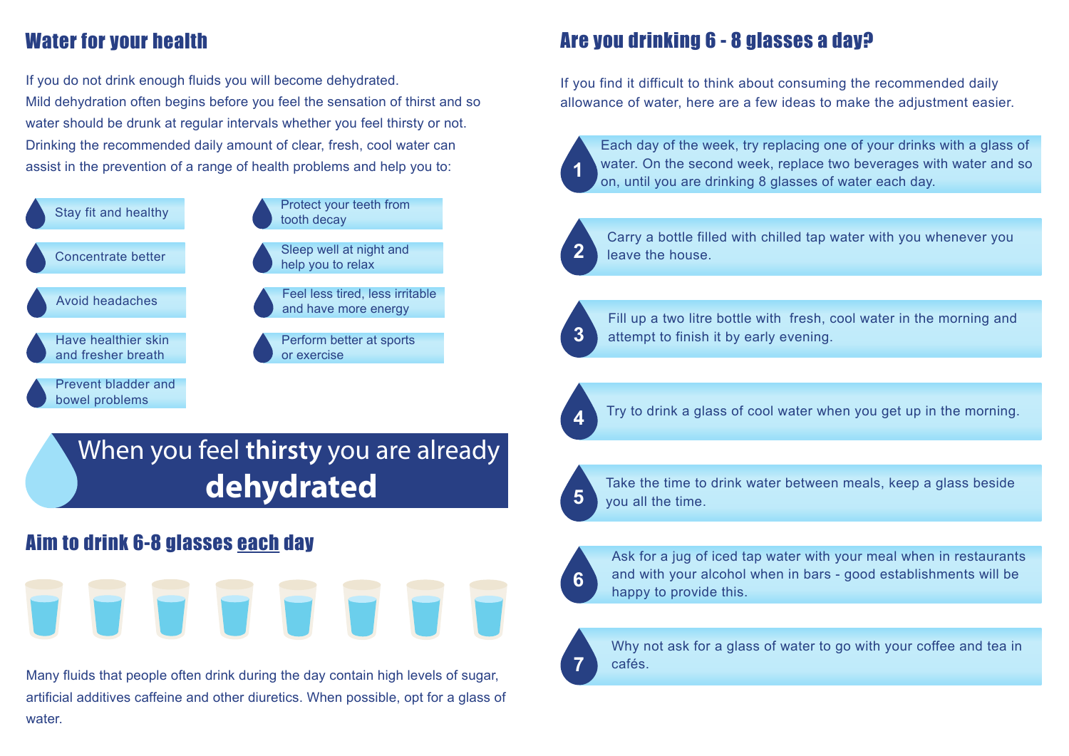## Water for your health

If you do not drink enough fluids you will become dehydrated.
Mild dehydration often begins before you feel the sensation of thirst and so water should be drunk at regular intervals whether you feel thirsty or not. Drinking the recommended daily amount of clear, fresh, cool water can assist in the prevention of a range of health problems and help you to:

- Stay fit and healthy
- Concentrate better
- Avoid headaches
- Have healthier skin and fresher breath
- Prevent bladder and bowel problems
- Protect your teeth from tooth decay
- Sleep well at night and help you to relax
- Feel less tired, less irritable and have more energy
- Perform better at sports or exercise

**When you feel thirsty you are already dehydrated**

## Aim to drink 6-8 glasses each day

Many fluids that people often drink during the day contain high levels of sugar, artificial additives caffeine and other diuretics. When possible, opt for a glass of water.

## Are you drinking 6 - 8 glasses a day?

If you find it difficult to think about consuming the recommended daily allowance of water, here are a few ideas to make the adjustment easier.

1. Each day of the week, try replacing one of your drinks with a glass of water. On the second week, replace two beverages with water and so on, until you are drinking 8 glasses of water each day.
2. Carry a bottle filled with chilled tap water with you whenever you leave the house.
3. Fill up a two litre bottle with fresh, cool water in the morning and attempt to finish it by early evening.
4. Try to drink a glass of cool water when you get up in the morning.
5. Take the time to drink water between meals, keep a glass beside you all the time.
6. Ask for a jug of iced tap water with your meal when in restaurants and with your alcohol when in bars - good establishments will be happy to provide this.
7. Why not ask for a glass of water to go with your coffee and tea in cafés.